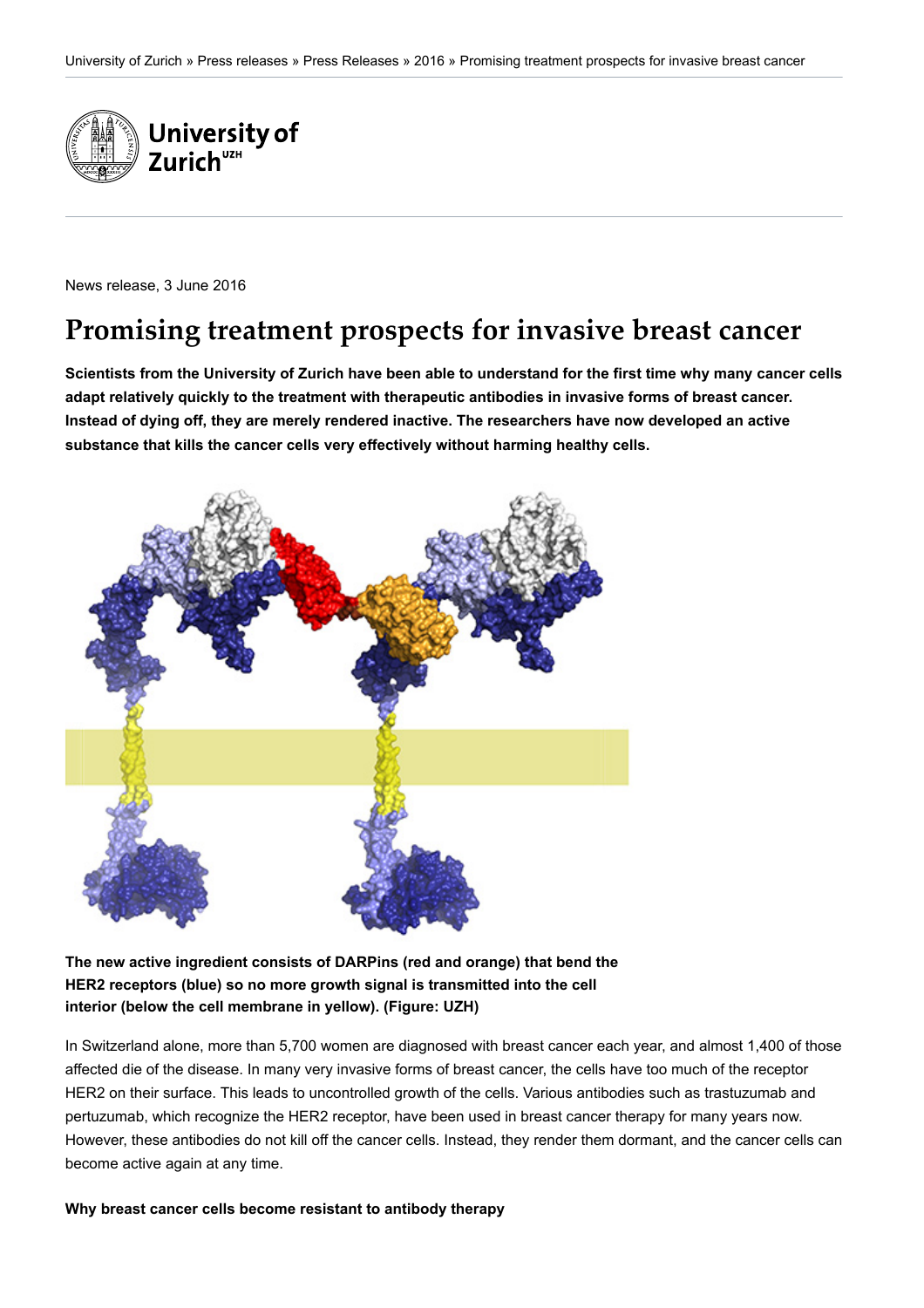University of Zurich » Press releases » Press Releases » 2016 » Promising treatment prospects for invasive breast cancer

News release, 3 June 2016

# Promising treatment prospects for invasive breast cancer

**Scientists from the University of Zurich have been able to understand for the first time why many cancer cells adapt relatively quickly to the treatment with therapeutic antibodies in invasive forms of breast cancer. Instead of dying off, they are merely rendered inactive. The researchers have now developed an active substance that kills the cancer cells very effectively without harming healthy cells.**

**The new active ingredient consists of DARPins (red and orange) that bend the HER2 receptors (blue) so no more growth signal is transmitted into the cell interior (below the cell membrane in yellow). (Figure: UZH)**

In Switzerland alone, more than 5,700 women are diagnosed with breast cancer each year, and almost 1,400 of those affected die of the disease. In many very invasive forms of breast cancer, the cells have too much of the receptor HER2 on their surface. This leads to uncontrolled growth of the cells. Various antibodies such as trastuzumab and pertuzumab, which recognize the HER2 receptor, have been used in breast cancer therapy for many years now. However, these antibodies do not kill off the cancer cells. Instead, they render them dormant, and the cancer cells can become active again at any time.

**Why breast cancer cells become resistant to antibody therapy**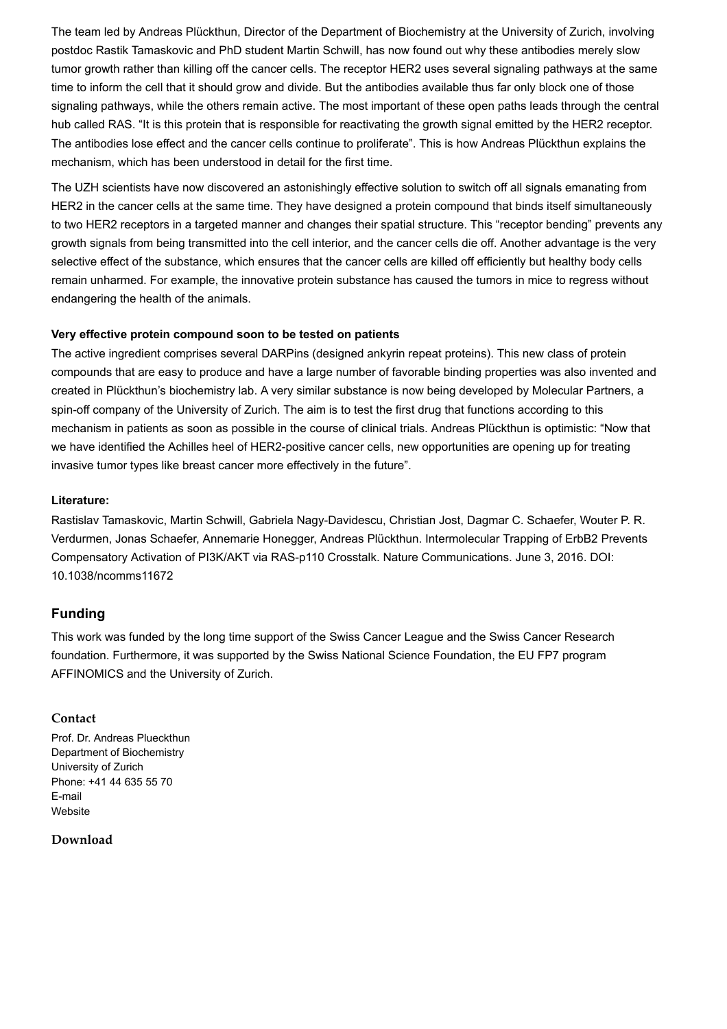The team led by Andreas Plückthun, Director of the Department of Biochemistry at the University of Zurich, involving postdoc Rastik Tamaskovic and PhD student Martin Schwill, has now found out why these antibodies merely slow tumor growth rather than killing off the cancer cells. The receptor HER2 uses several signaling pathways at the same time to inform the cell that it should grow and divide. But the antibodies available thus far only block one of those signaling pathways, while the others remain active. The most important of these open paths leads through the central hub called RAS. "It is this protein that is responsible for reactivating the growth signal emitted by the HER2 receptor. The antibodies lose effect and the cancer cells continue to proliferate". This is how Andreas Plückthun explains the mechanism, which has been understood in detail for the first time.

The UZH scientists have now discovered an astonishingly effective solution to switch off all signals emanating from HER2 in the cancer cells at the same time. They have designed a protein compound that binds itself simultaneously to two HER2 receptors in a targeted manner and changes their spatial structure. This "receptor bending" prevents any growth signals from being transmitted into the cell interior, and the cancer cells die off. Another advantage is the very selective effect of the substance, which ensures that the cancer cells are killed off efficiently but healthy body cells remain unharmed. For example, the innovative protein substance has caused the tumors in mice to regress without endangering the health of the animals.

**Very effective protein compound soon to be tested on patients**

The active ingredient comprises several DARPins (designed ankyrin repeat proteins). This new class of protein compounds that are easy to produce and have a large number of favorable binding properties was also invented and created in Plückthun's biochemistry lab. A very similar substance is now being developed by Molecular Partners, a spin-off company of the University of Zurich. The aim is to test the first drug that functions according to this mechanism in patients as soon as possible in the course of clinical trials. Andreas Plückthun is optimistic: "Now that we have identified the Achilles heel of HER2-positive cancer cells, new opportunities are opening up for treating invasive tumor types like breast cancer more effectively in the future".

**Literature:**

Rastislav Tamaskovic, Martin Schwill, Gabriela Nagy-Davidescu, Christian Jost, Dagmar C. Schaefer, Wouter P. R. Verdurmen, Jonas Schaefer, Annemarie Honegger, Andreas Plückthun. Intermolecular Trapping of ErbB2 Prevents Compensatory Activation of PI3K/AKT via RAS-p110 Crosstalk. Nature Communications. June 3, 2016. DOI: 10.1038/ncomms11672

## Funding

This work was funded by the long time support of the Swiss Cancer League and the Swiss Cancer Research foundation. Furthermore, it was supported by the Swiss National Science Foundation, the EU FP7 program AFFINOMICS and the University of Zurich.

### Contact

Prof. Dr. Andreas Plueckthun
Department of Biochemistry
University of Zurich
Phone: +41 44 635 55 70
E-mail
Website

### Download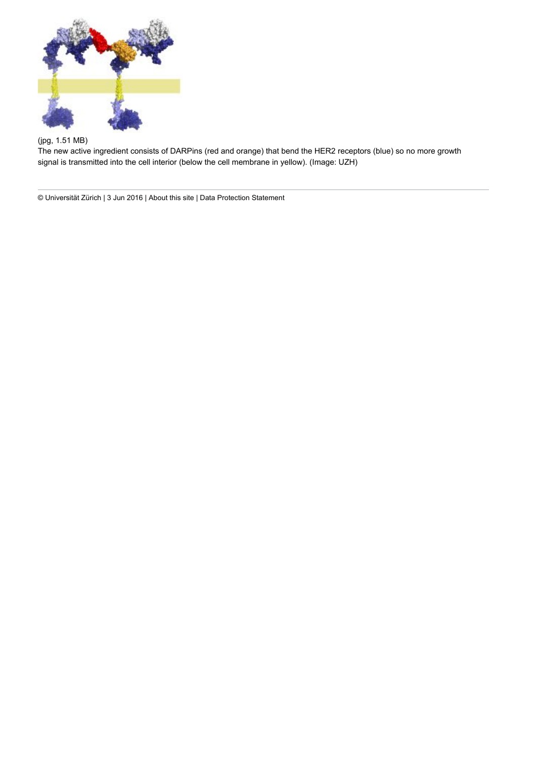(jpg, 1.51 MB)
The new active ingredient consists of DARPins (red and orange) that bend the HER2 receptors (blue) so no more growth signal is transmitted into the cell interior (below the cell membrane in yellow). (Image: UZH)